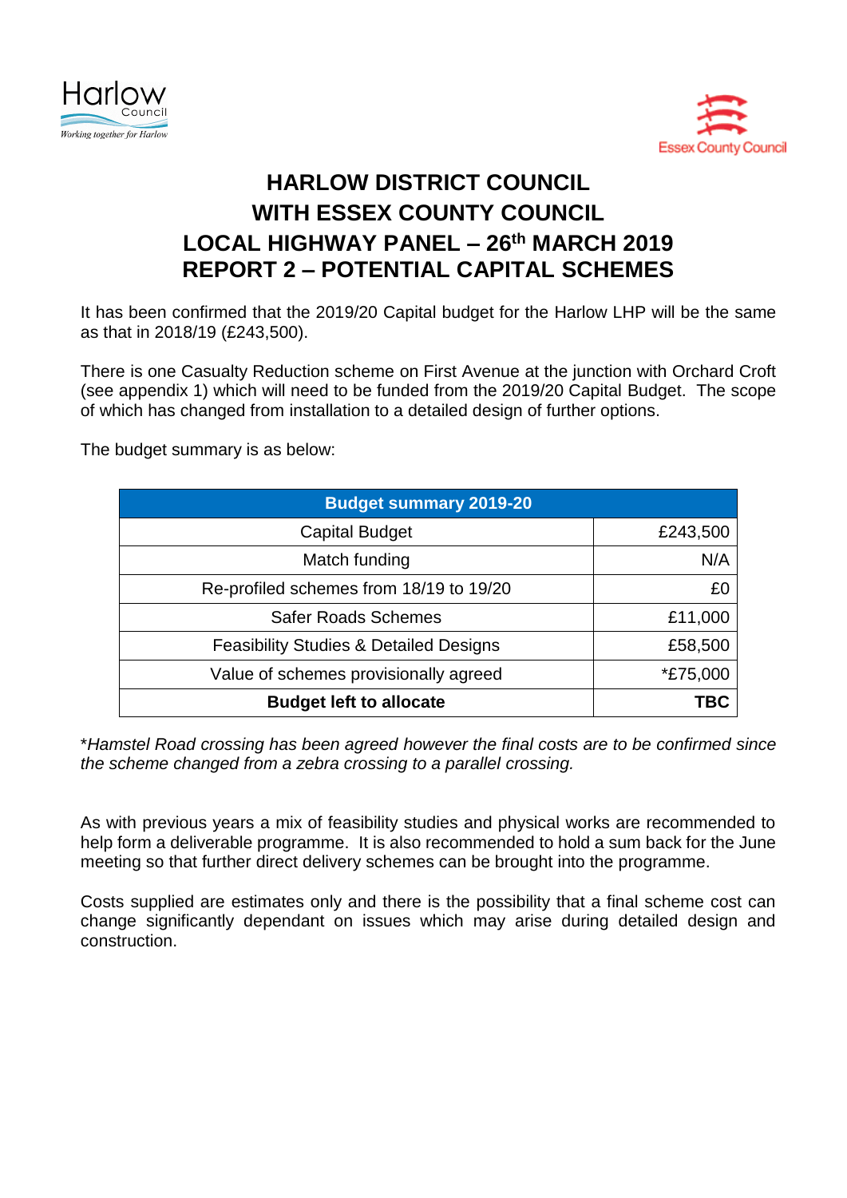# HARLOW DISTRICT COUNCIL
# WITH ESSEX COUNTY COUNCIL
# LOCAL HIGHWAY PANEL – 26th MARCH 2019
# REPORT 2 – POTENTIAL CAPITAL SCHEMES

It has been confirmed that the 2019/20 Capital budget for the Harlow LHP will be the same as that in 2018/19 (£243,500).

There is one Casualty Reduction scheme on First Avenue at the junction with Orchard Croft (see appendix 1) which will need to be funded from the 2019/20 Capital Budget. The scope of which has changed from installation to a detailed design of further options.

The budget summary is as below:

| Budget summary 2019-20 | |
|---|---|
| Capital Budget | £243,500 |
| Match funding | N/A |
| Re-profiled schemes from 18/19 to 19/20 | £0 |
| Safer Roads Schemes | £11,000 |
| Feasibility Studies & Detailed Designs | £58,500 |
| Value of schemes provisionally agreed | *£75,000 |
| **Budget left to allocate** | **TBC** |

**Hamstel Road crossing has been agreed however the final costs are to be confirmed since the scheme changed from a zebra crossing to a parallel crossing.*

As with previous years a mix of feasibility studies and physical works are recommended to help form a deliverable programme. It is also recommended to hold a sum back for the June meeting so that further direct delivery schemes can be brought into the programme.

Costs supplied are estimates only and there is the possibility that a final scheme cost can change significantly dependant on issues which may arise during detailed design and construction.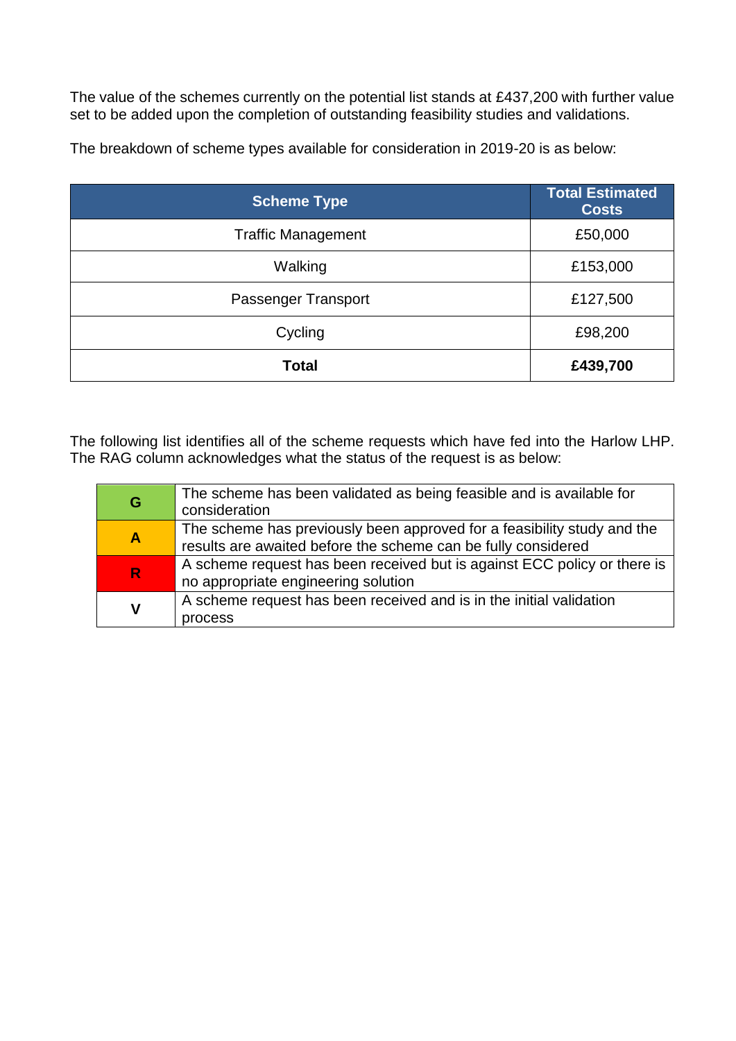The value of the schemes currently on the potential list stands at £437,200 with further value set to be added upon the completion of outstanding feasibility studies and validations.

The breakdown of scheme types available for consideration in 2019-20 is as below:

| Scheme Type | Total Estimated Costs |
| --- | --- |
| Traffic Management | £50,000 |
| Walking | £153,000 |
| Passenger Transport | £127,500 |
| Cycling | £98,200 |
| **Total** | **£439,700** |

The following list identifies all of the scheme requests which have fed into the Harlow LHP. The RAG column acknowledges what the status of the request is as below:

| | |
| --- | --- |
| **G** | The scheme has been validated as being feasible and is available for consideration |
| **A** | The scheme has previously been approved for a feasibility study and the results are awaited before the scheme can be fully considered |
| **R** | A scheme request has been received but is against ECC policy or there is no appropriate engineering solution |
| **V** | A scheme request has been received and is in the initial validation process |